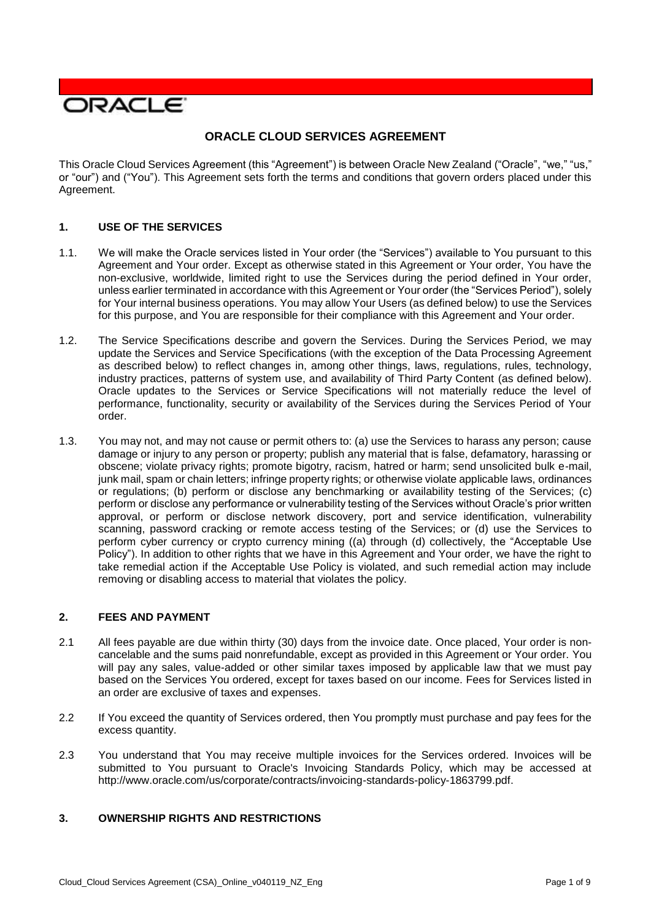ORACLE

# ORACLE CLOUD SERVICES AGREEMENT

This Oracle Cloud Services Agreement (this "Agreement") is between Oracle New Zealand ("Oracle", "we," "us," or "our") and ("You"). This Agreement sets forth the terms and conditions that govern orders placed under this Agreement.

## 1. USE OF THE SERVICES

1.1. We will make the Oracle services listed in Your order (the "Services") available to You pursuant to this Agreement and Your order. Except as otherwise stated in this Agreement or Your order, You have the non-exclusive, worldwide, limited right to use the Services during the period defined in Your order, unless earlier terminated in accordance with this Agreement or Your order (the "Services Period"), solely for Your internal business operations. You may allow Your Users (as defined below) to use the Services for this purpose, and You are responsible for their compliance with this Agreement and Your order.

1.2. The Service Specifications describe and govern the Services. During the Services Period, we may update the Services and Service Specifications (with the exception of the Data Processing Agreement as described below) to reflect changes in, among other things, laws, regulations, rules, technology, industry practices, patterns of system use, and availability of Third Party Content (as defined below). Oracle updates to the Services or Service Specifications will not materially reduce the level of performance, functionality, security or availability of the Services during the Services Period of Your order.

1.3. You may not, and may not cause or permit others to: (a) use the Services to harass any person; cause damage or injury to any person or property; publish any material that is false, defamatory, harassing or obscene; violate privacy rights; promote bigotry, racism, hatred or harm; send unsolicited bulk e-mail, junk mail, spam or chain letters; infringe property rights; or otherwise violate applicable laws, ordinances or regulations; (b) perform or disclose any benchmarking or availability testing of the Services; (c) perform or disclose any performance or vulnerability testing of the Services without Oracle's prior written approval, or perform or disclose network discovery, port and service identification, vulnerability scanning, password cracking or remote access testing of the Services; or (d) use the Services to perform cyber currency or crypto currency mining ((a) through (d) collectively, the "Acceptable Use Policy"). In addition to other rights that we have in this Agreement and Your order, we have the right to take remedial action if the Acceptable Use Policy is violated, and such remedial action may include removing or disabling access to material that violates the policy.

## 2. FEES AND PAYMENT

2.1 All fees payable are due within thirty (30) days from the invoice date. Once placed, Your order is non-cancelable and the sums paid nonrefundable, except as provided in this Agreement or Your order. You will pay any sales, value-added or other similar taxes imposed by applicable law that we must pay based on the Services You ordered, except for taxes based on our income. Fees for Services listed in an order are exclusive of taxes and expenses.

2.2 If You exceed the quantity of Services ordered, then You promptly must purchase and pay fees for the excess quantity.

2.3 You understand that You may receive multiple invoices for the Services ordered. Invoices will be submitted to You pursuant to Oracle's Invoicing Standards Policy, which may be accessed at http://www.oracle.com/us/corporate/contracts/invoicing-standards-policy-1863799.pdf.

## 3. OWNERSHIP RIGHTS AND RESTRICTIONS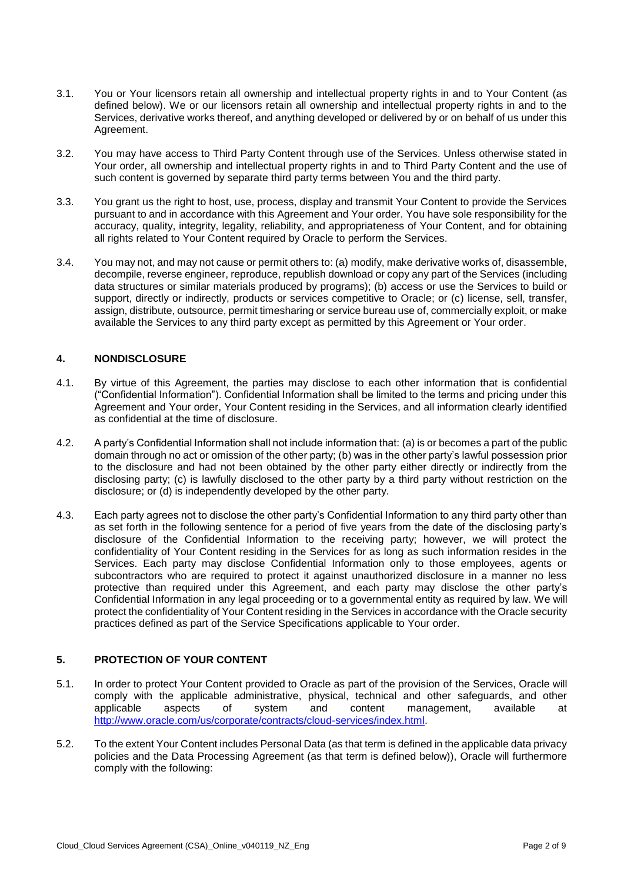3.1. You or Your licensors retain all ownership and intellectual property rights in and to Your Content (as defined below). We or our licensors retain all ownership and intellectual property rights in and to the Services, derivative works thereof, and anything developed or delivered by or on behalf of us under this Agreement.

3.2. You may have access to Third Party Content through use of the Services. Unless otherwise stated in Your order, all ownership and intellectual property rights in and to Third Party Content and the use of such content is governed by separate third party terms between You and the third party.

3.3. You grant us the right to host, use, process, display and transmit Your Content to provide the Services pursuant to and in accordance with this Agreement and Your order. You have sole responsibility for the accuracy, quality, integrity, legality, reliability, and appropriateness of Your Content, and for obtaining all rights related to Your Content required by Oracle to perform the Services.

3.4. You may not, and may not cause or permit others to: (a) modify, make derivative works of, disassemble, decompile, reverse engineer, reproduce, republish download or copy any part of the Services (including data structures or similar materials produced by programs); (b) access or use the Services to build or support, directly or indirectly, products or services competitive to Oracle; or (c) license, sell, transfer, assign, distribute, outsource, permit timesharing or service bureau use of, commercially exploit, or make available the Services to any third party except as permitted by this Agreement or Your order.

## 4. NONDISCLOSURE

4.1. By virtue of this Agreement, the parties may disclose to each other information that is confidential ("Confidential Information"). Confidential Information shall be limited to the terms and pricing under this Agreement and Your order, Your Content residing in the Services, and all information clearly identified as confidential at the time of disclosure.

4.2. A party's Confidential Information shall not include information that: (a) is or becomes a part of the public domain through no act or omission of the other party; (b) was in the other party's lawful possession prior to the disclosure and had not been obtained by the other party either directly or indirectly from the disclosing party; (c) is lawfully disclosed to the other party by a third party without restriction on the disclosure; or (d) is independently developed by the other party.

4.3. Each party agrees not to disclose the other party's Confidential Information to any third party other than as set forth in the following sentence for a period of five years from the date of the disclosing party's disclosure of the Confidential Information to the receiving party; however, we will protect the confidentiality of Your Content residing in the Services for as long as such information resides in the Services. Each party may disclose Confidential Information only to those employees, agents or subcontractors who are required to protect it against unauthorized disclosure in a manner no less protective than required under this Agreement, and each party may disclose the other party's Confidential Information in any legal proceeding or to a governmental entity as required by law. We will protect the confidentiality of Your Content residing in the Services in accordance with the Oracle security practices defined as part of the Service Specifications applicable to Your order.

## 5. PROTECTION OF YOUR CONTENT

5.1. In order to protect Your Content provided to Oracle as part of the provision of the Services, Oracle will comply with the applicable administrative, physical, technical and other safeguards, and other applicable aspects of system and content management, available at http://www.oracle.com/us/corporate/contracts/cloud-services/index.html.

5.2. To the extent Your Content includes Personal Data (as that term is defined in the applicable data privacy policies and the Data Processing Agreement (as that term is defined below)), Oracle will furthermore comply with the following: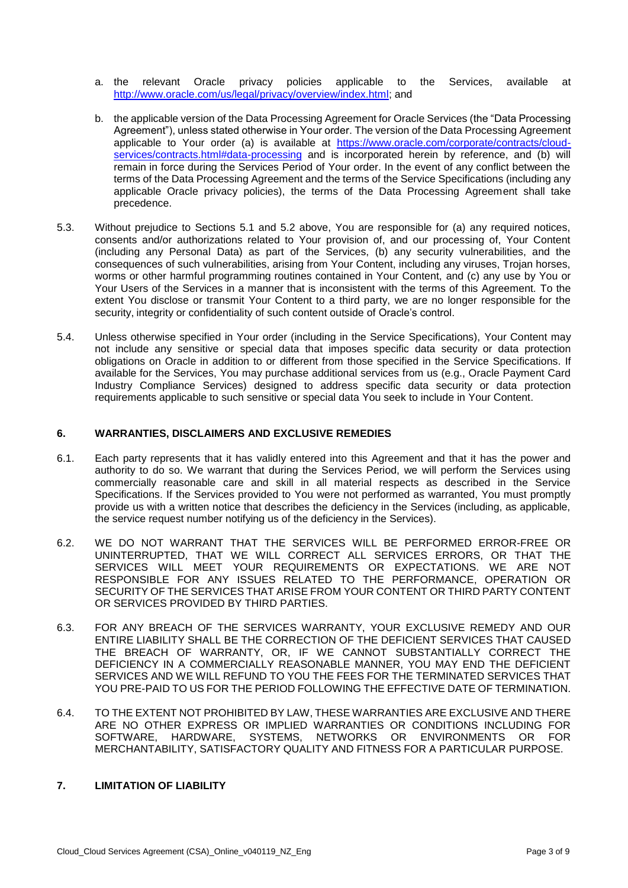a. the relevant Oracle privacy policies applicable to the Services, available at [http://www.oracle.com/us/legal/privacy/overview/index.html](http://www.oracle.com/us/legal/privacy/overview/index.html); and

b. the applicable version of the Data Processing Agreement for Oracle Services (the "Data Processing Agreement"), unless stated otherwise in Your order. The version of the Data Processing Agreement applicable to Your order (a) is available at [https://www.oracle.com/corporate/contracts/cloud-services/contracts.html#data-processing](https://www.oracle.com/corporate/contracts/cloud-services/contracts.html#data-processing) and is incorporated herein by reference, and (b) will remain in force during the Services Period of Your order. In the event of any conflict between the terms of the Data Processing Agreement and the terms of the Service Specifications (including any applicable Oracle privacy policies), the terms of the Data Processing Agreement shall take precedence.

5.3. Without prejudice to Sections 5.1 and 5.2 above, You are responsible for (a) any required notices, consents and/or authorizations related to Your provision of, and our processing of, Your Content (including any Personal Data) as part of the Services, (b) any security vulnerabilities, and the consequences of such vulnerabilities, arising from Your Content, including any viruses, Trojan horses, worms or other harmful programming routines contained in Your Content, and (c) any use by You or Your Users of the Services in a manner that is inconsistent with the terms of this Agreement. To the extent You disclose or transmit Your Content to a third party, we are no longer responsible for the security, integrity or confidentiality of such content outside of Oracle's control.

5.4. Unless otherwise specified in Your order (including in the Service Specifications), Your Content may not include any sensitive or special data that imposes specific data security or data protection obligations on Oracle in addition to or different from those specified in the Service Specifications. If available for the Services, You may purchase additional services from us (e.g., Oracle Payment Card Industry Compliance Services) designed to address specific data security or data protection requirements applicable to such sensitive or special data You seek to include in Your Content.

## 6. WARRANTIES, DISCLAIMERS AND EXCLUSIVE REMEDIES

6.1. Each party represents that it has validly entered into this Agreement and that it has the power and authority to do so. We warrant that during the Services Period, we will perform the Services using commercially reasonable care and skill in all material respects as described in the Service Specifications. If the Services provided to You were not performed as warranted, You must promptly provide us with a written notice that describes the deficiency in the Services (including, as applicable, the service request number notifying us of the deficiency in the Services).

6.2. WE DO NOT WARRANT THAT THE SERVICES WILL BE PERFORMED ERROR-FREE OR UNINTERRUPTED, THAT WE WILL CORRECT ALL SERVICES ERRORS, OR THAT THE SERVICES WILL MEET YOUR REQUIREMENTS OR EXPECTATIONS. WE ARE NOT RESPONSIBLE FOR ANY ISSUES RELATED TO THE PERFORMANCE, OPERATION OR SECURITY OF THE SERVICES THAT ARISE FROM YOUR CONTENT OR THIRD PARTY CONTENT OR SERVICES PROVIDED BY THIRD PARTIES.

6.3. FOR ANY BREACH OF THE SERVICES WARRANTY, YOUR EXCLUSIVE REMEDY AND OUR ENTIRE LIABILITY SHALL BE THE CORRECTION OF THE DEFICIENT SERVICES THAT CAUSED THE BREACH OF WARRANTY, OR, IF WE CANNOT SUBSTANTIALLY CORRECT THE DEFICIENCY IN A COMMERCIALLY REASONABLE MANNER, YOU MAY END THE DEFICIENT SERVICES AND WE WILL REFUND TO YOU THE FEES FOR THE TERMINATED SERVICES THAT YOU PRE-PAID TO US FOR THE PERIOD FOLLOWING THE EFFECTIVE DATE OF TERMINATION.

6.4. TO THE EXTENT NOT PROHIBITED BY LAW, THESE WARRANTIES ARE EXCLUSIVE AND THERE ARE NO OTHER EXPRESS OR IMPLIED WARRANTIES OR CONDITIONS INCLUDING FOR SOFTWARE, HARDWARE, SYSTEMS, NETWORKS OR ENVIRONMENTS OR FOR MERCHANTABILITY, SATISFACTORY QUALITY AND FITNESS FOR A PARTICULAR PURPOSE.

## 7. LIMITATION OF LIABILITY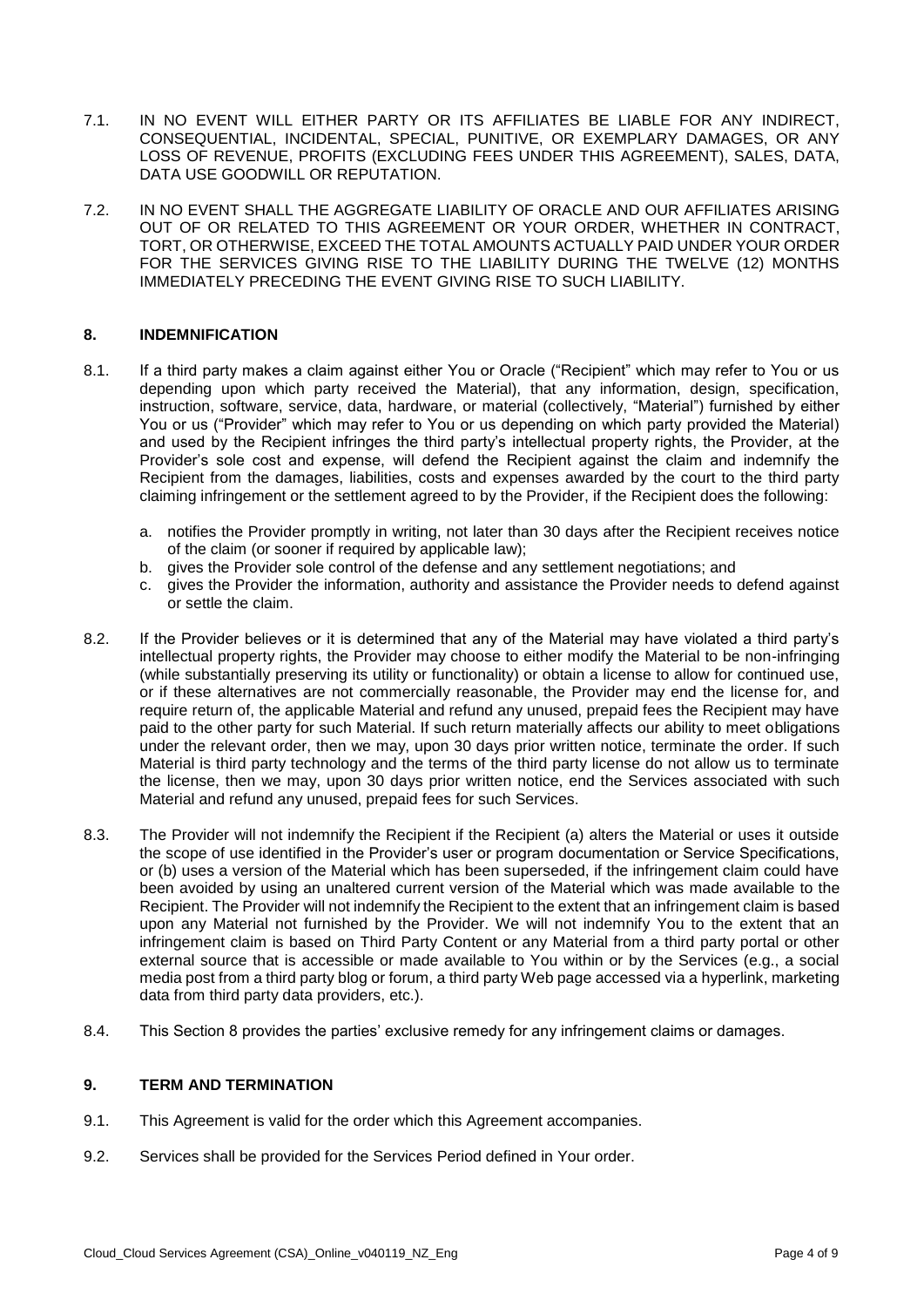7.1. IN NO EVENT WILL EITHER PARTY OR ITS AFFILIATES BE LIABLE FOR ANY INDIRECT, CONSEQUENTIAL, INCIDENTAL, SPECIAL, PUNITIVE, OR EXEMPLARY DAMAGES, OR ANY LOSS OF REVENUE, PROFITS (EXCLUDING FEES UNDER THIS AGREEMENT), SALES, DATA, DATA USE GOODWILL OR REPUTATION.

7.2. IN NO EVENT SHALL THE AGGREGATE LIABILITY OF ORACLE AND OUR AFFILIATES ARISING OUT OF OR RELATED TO THIS AGREEMENT OR YOUR ORDER, WHETHER IN CONTRACT, TORT, OR OTHERWISE, EXCEED THE TOTAL AMOUNTS ACTUALLY PAID UNDER YOUR ORDER FOR THE SERVICES GIVING RISE TO THE LIABILITY DURING THE TWELVE (12) MONTHS IMMEDIATELY PRECEDING THE EVENT GIVING RISE TO SUCH LIABILITY.

## 8. INDEMNIFICATION

8.1. If a third party makes a claim against either You or Oracle ("Recipient" which may refer to You or us depending upon which party received the Material), that any information, design, specification, instruction, software, service, data, hardware, or material (collectively, "Material") furnished by either You or us ("Provider" which may refer to You or us depending on which party provided the Material) and used by the Recipient infringes the third party's intellectual property rights, the Provider, at the Provider's sole cost and expense, will defend the Recipient against the claim and indemnify the Recipient from the damages, liabilities, costs and expenses awarded by the court to the third party claiming infringement or the settlement agreed to by the Provider, if the Recipient does the following:

a. notifies the Provider promptly in writing, not later than 30 days after the Recipient receives notice of the claim (or sooner if required by applicable law);
b. gives the Provider sole control of the defense and any settlement negotiations; and
c. gives the Provider the information, authority and assistance the Provider needs to defend against or settle the claim.

8.2. If the Provider believes or it is determined that any of the Material may have violated a third party's intellectual property rights, the Provider may choose to either modify the Material to be non-infringing (while substantially preserving its utility or functionality) or obtain a license to allow for continued use, or if these alternatives are not commercially reasonable, the Provider may end the license for, and require return of, the applicable Material and refund any unused, prepaid fees the Recipient may have paid to the other party for such Material. If such return materially affects our ability to meet obligations under the relevant order, then we may, upon 30 days prior written notice, terminate the order. If such Material is third party technology and the terms of the third party license do not allow us to terminate the license, then we may, upon 30 days prior written notice, end the Services associated with such Material and refund any unused, prepaid fees for such Services.

8.3. The Provider will not indemnify the Recipient if the Recipient (a) alters the Material or uses it outside the scope of use identified in the Provider's user or program documentation or Service Specifications, or (b) uses a version of the Material which has been superseded, if the infringement claim could have been avoided by using an unaltered current version of the Material which was made available to the Recipient. The Provider will not indemnify the Recipient to the extent that an infringement claim is based upon any Material not furnished by the Provider. We will not indemnify You to the extent that an infringement claim is based on Third Party Content or any Material from a third party portal or other external source that is accessible or made available to You within or by the Services (e.g., a social media post from a third party blog or forum, a third party Web page accessed via a hyperlink, marketing data from third party data providers, etc.).

8.4. This Section 8 provides the parties' exclusive remedy for any infringement claims or damages.

## 9. TERM AND TERMINATION

9.1. This Agreement is valid for the order which this Agreement accompanies.

9.2. Services shall be provided for the Services Period defined in Your order.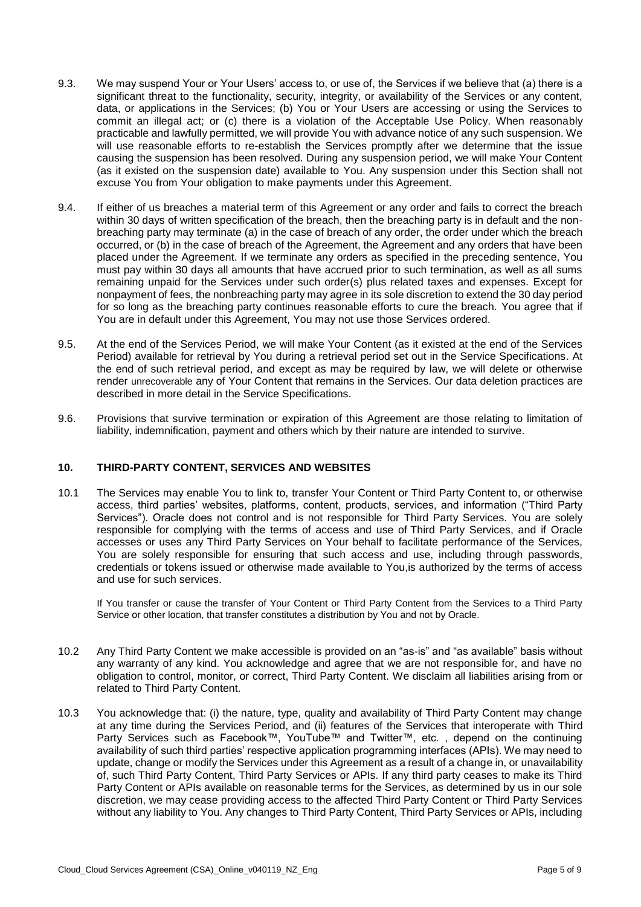9.3. We may suspend Your or Your Users' access to, or use of, the Services if we believe that (a) there is a significant threat to the functionality, security, integrity, or availability of the Services or any content, data, or applications in the Services; (b) You or Your Users are accessing or using the Services to commit an illegal act; or (c) there is a violation of the Acceptable Use Policy. When reasonably practicable and lawfully permitted, we will provide You with advance notice of any such suspension. We will use reasonable efforts to re-establish the Services promptly after we determine that the issue causing the suspension has been resolved. During any suspension period, we will make Your Content (as it existed on the suspension date) available to You. Any suspension under this Section shall not excuse You from Your obligation to make payments under this Agreement.

9.4. If either of us breaches a material term of this Agreement or any order and fails to correct the breach within 30 days of written specification of the breach, then the breaching party is in default and the non-breaching party may terminate (a) in the case of breach of any order, the order under which the breach occurred, or (b) in the case of breach of the Agreement, the Agreement and any orders that have been placed under the Agreement. If we terminate any orders as specified in the preceding sentence, You must pay within 30 days all amounts that have accrued prior to such termination, as well as all sums remaining unpaid for the Services under such order(s) plus related taxes and expenses. Except for nonpayment of fees, the nonbreaching party may agree in its sole discretion to extend the 30 day period for so long as the breaching party continues reasonable efforts to cure the breach. You agree that if You are in default under this Agreement, You may not use those Services ordered.

9.5. At the end of the Services Period, we will make Your Content (as it existed at the end of the Services Period) available for retrieval by You during a retrieval period set out in the Service Specifications. At the end of such retrieval period, and except as may be required by law, we will delete or otherwise render unrecoverable any of Your Content that remains in the Services. Our data deletion practices are described in more detail in the Service Specifications.

9.6. Provisions that survive termination or expiration of this Agreement are those relating to limitation of liability, indemnification, payment and others which by their nature are intended to survive.

## 10. THIRD-PARTY CONTENT, SERVICES AND WEBSITES

10.1 The Services may enable You to link to, transfer Your Content or Third Party Content to, or otherwise access, third parties' websites, platforms, content, products, services, and information ("Third Party Services"). Oracle does not control and is not responsible for Third Party Services. You are solely responsible for complying with the terms of access and use of Third Party Services, and if Oracle accesses or uses any Third Party Services on Your behalf to facilitate performance of the Services, You are solely responsible for ensuring that such access and use, including through passwords, credentials or tokens issued or otherwise made available to You,is authorized by the terms of access and use for such services.

If You transfer or cause the transfer of Your Content or Third Party Content from the Services to a Third Party Service or other location, that transfer constitutes a distribution by You and not by Oracle.

10.2 Any Third Party Content we make accessible is provided on an "as-is" and "as available" basis without any warranty of any kind. You acknowledge and agree that we are not responsible for, and have no obligation to control, monitor, or correct, Third Party Content. We disclaim all liabilities arising from or related to Third Party Content.

10.3 You acknowledge that: (i) the nature, type, quality and availability of Third Party Content may change at any time during the Services Period, and (ii) features of the Services that interoperate with Third Party Services such as Facebook™, YouTube™ and Twitter™, etc. , depend on the continuing availability of such third parties' respective application programming interfaces (APIs). We may need to update, change or modify the Services under this Agreement as a result of a change in, or unavailability of, such Third Party Content, Third Party Services or APIs. If any third party ceases to make its Third Party Content or APIs available on reasonable terms for the Services, as determined by us in our sole discretion, we may cease providing access to the affected Third Party Content or Third Party Services without any liability to You. Any changes to Third Party Content, Third Party Services or APIs, including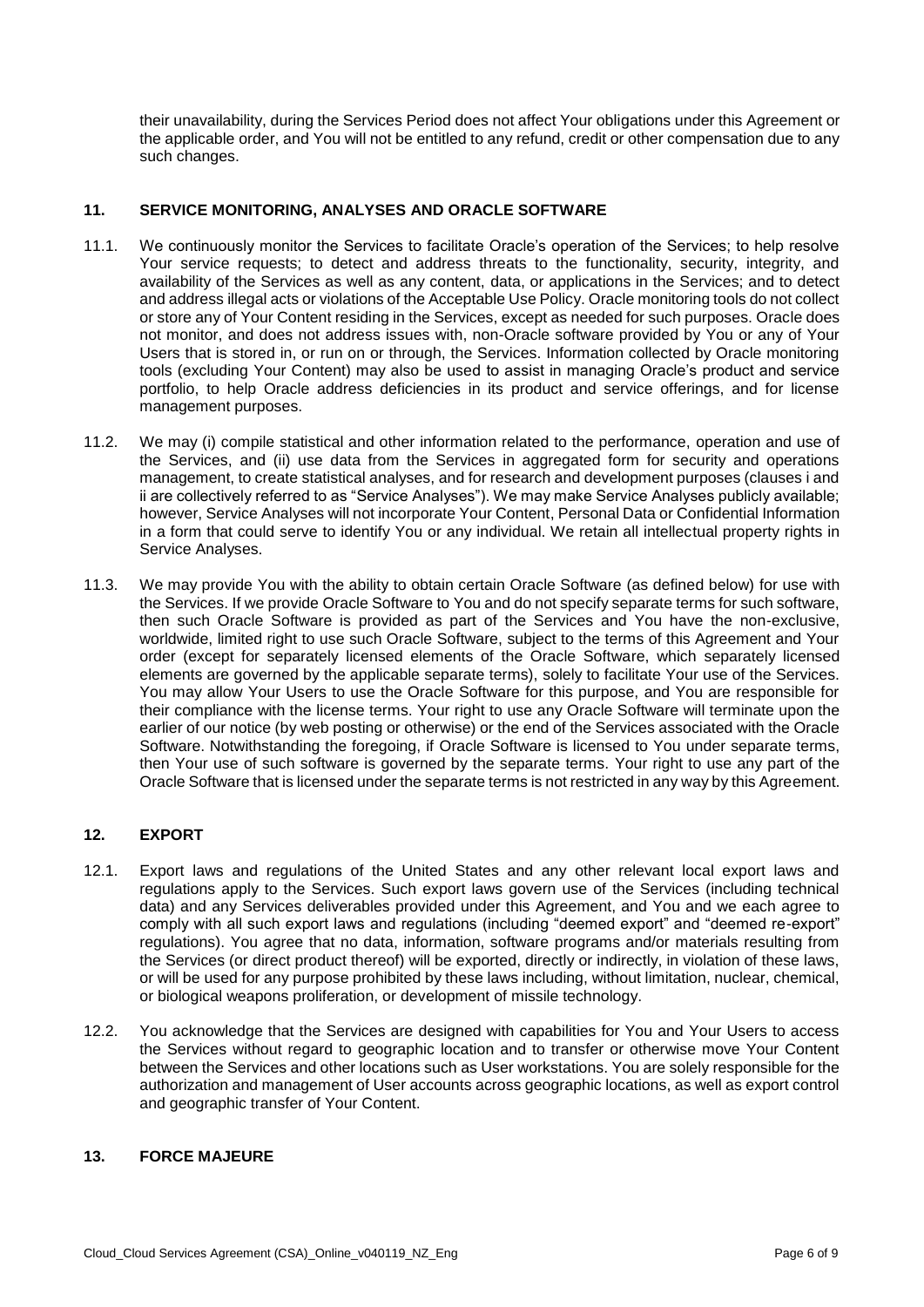their unavailability, during the Services Period does not affect Your obligations under this Agreement or the applicable order, and You will not be entitled to any refund, credit or other compensation due to any such changes.

## 11. SERVICE MONITORING, ANALYSES AND ORACLE SOFTWARE

11.1. We continuously monitor the Services to facilitate Oracle's operation of the Services; to help resolve Your service requests; to detect and address threats to the functionality, security, integrity, and availability of the Services as well as any content, data, or applications in the Services; and to detect and address illegal acts or violations of the Acceptable Use Policy. Oracle monitoring tools do not collect or store any of Your Content residing in the Services, except as needed for such purposes. Oracle does not monitor, and does not address issues with, non-Oracle software provided by You or any of Your Users that is stored in, or run on or through, the Services. Information collected by Oracle monitoring tools (excluding Your Content) may also be used to assist in managing Oracle's product and service portfolio, to help Oracle address deficiencies in its product and service offerings, and for license management purposes.

11.2. We may (i) compile statistical and other information related to the performance, operation and use of the Services, and (ii) use data from the Services in aggregated form for security and operations management, to create statistical analyses, and for research and development purposes (clauses i and ii are collectively referred to as "Service Analyses"). We may make Service Analyses publicly available; however, Service Analyses will not incorporate Your Content, Personal Data or Confidential Information in a form that could serve to identify You or any individual. We retain all intellectual property rights in Service Analyses.

11.3. We may provide You with the ability to obtain certain Oracle Software (as defined below) for use with the Services. If we provide Oracle Software to You and do not specify separate terms for such software, then such Oracle Software is provided as part of the Services and You have the non-exclusive, worldwide, limited right to use such Oracle Software, subject to the terms of this Agreement and Your order (except for separately licensed elements of the Oracle Software, which separately licensed elements are governed by the applicable separate terms), solely to facilitate Your use of the Services. You may allow Your Users to use the Oracle Software for this purpose, and You are responsible for their compliance with the license terms. Your right to use any Oracle Software will terminate upon the earlier of our notice (by web posting or otherwise) or the end of the Services associated with the Oracle Software. Notwithstanding the foregoing, if Oracle Software is licensed to You under separate terms, then Your use of such software is governed by the separate terms. Your right to use any part of the Oracle Software that is licensed under the separate terms is not restricted in any way by this Agreement.

## 12. EXPORT

12.1. Export laws and regulations of the United States and any other relevant local export laws and regulations apply to the Services. Such export laws govern use of the Services (including technical data) and any Services deliverables provided under this Agreement, and You and we each agree to comply with all such export laws and regulations (including "deemed export" and "deemed re-export" regulations). You agree that no data, information, software programs and/or materials resulting from the Services (or direct product thereof) will be exported, directly or indirectly, in violation of these laws, or will be used for any purpose prohibited by these laws including, without limitation, nuclear, chemical, or biological weapons proliferation, or development of missile technology.

12.2. You acknowledge that the Services are designed with capabilities for You and Your Users to access the Services without regard to geographic location and to transfer or otherwise move Your Content between the Services and other locations such as User workstations. You are solely responsible for the authorization and management of User accounts across geographic locations, as well as export control and geographic transfer of Your Content.

## 13. FORCE MAJEURE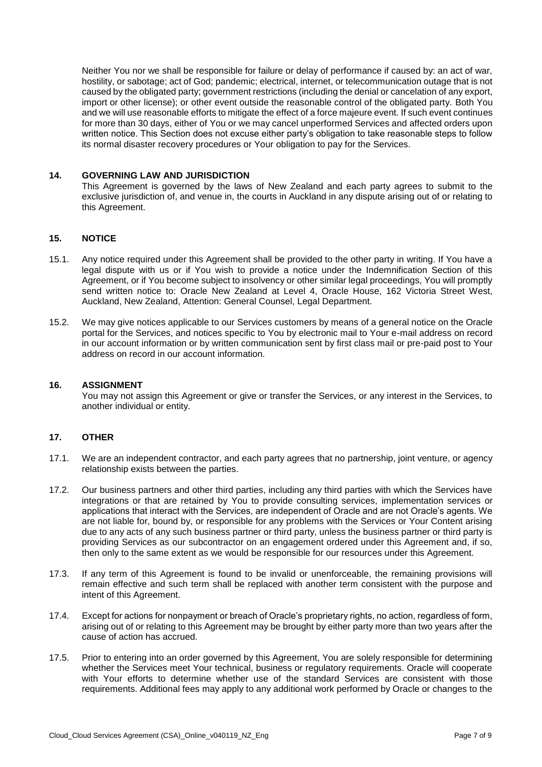Neither You nor we shall be responsible for failure or delay of performance if caused by: an act of war, hostility, or sabotage; act of God; pandemic; electrical, internet, or telecommunication outage that is not caused by the obligated party; government restrictions (including the denial or cancelation of any export, import or other license); or other event outside the reasonable control of the obligated party. Both You and we will use reasonable efforts to mitigate the effect of a force majeure event. If such event continues for more than 30 days, either of You or we may cancel unperformed Services and affected orders upon written notice. This Section does not excuse either party's obligation to take reasonable steps to follow its normal disaster recovery procedures or Your obligation to pay for the Services.

## 14. GOVERNING LAW AND JURISDICTION

This Agreement is governed by the laws of New Zealand and each party agrees to submit to the exclusive jurisdiction of, and venue in, the courts in Auckland in any dispute arising out of or relating to this Agreement.

## 15. NOTICE

15.1. Any notice required under this Agreement shall be provided to the other party in writing. If You have a legal dispute with us or if You wish to provide a notice under the Indemnification Section of this Agreement, or if You become subject to insolvency or other similar legal proceedings, You will promptly send written notice to: Oracle New Zealand at Level 4, Oracle House, 162 Victoria Street West, Auckland, New Zealand, Attention: General Counsel, Legal Department.

15.2. We may give notices applicable to our Services customers by means of a general notice on the Oracle portal for the Services, and notices specific to You by electronic mail to Your e-mail address on record in our account information or by written communication sent by first class mail or pre-paid post to Your address on record in our account information.

## 16. ASSIGNMENT

You may not assign this Agreement or give or transfer the Services, or any interest in the Services, to another individual or entity.

## 17. OTHER

17.1. We are an independent contractor, and each party agrees that no partnership, joint venture, or agency relationship exists between the parties.

17.2. Our business partners and other third parties, including any third parties with which the Services have integrations or that are retained by You to provide consulting services, implementation services or applications that interact with the Services, are independent of Oracle and are not Oracle's agents. We are not liable for, bound by, or responsible for any problems with the Services or Your Content arising due to any acts of any such business partner or third party, unless the business partner or third party is providing Services as our subcontractor on an engagement ordered under this Agreement and, if so, then only to the same extent as we would be responsible for our resources under this Agreement.

17.3. If any term of this Agreement is found to be invalid or unenforceable, the remaining provisions will remain effective and such term shall be replaced with another term consistent with the purpose and intent of this Agreement.

17.4. Except for actions for nonpayment or breach of Oracle's proprietary rights, no action, regardless of form, arising out of or relating to this Agreement may be brought by either party more than two years after the cause of action has accrued.

17.5. Prior to entering into an order governed by this Agreement, You are solely responsible for determining whether the Services meet Your technical, business or regulatory requirements. Oracle will cooperate with Your efforts to determine whether use of the standard Services are consistent with those requirements. Additional fees may apply to any additional work performed by Oracle or changes to the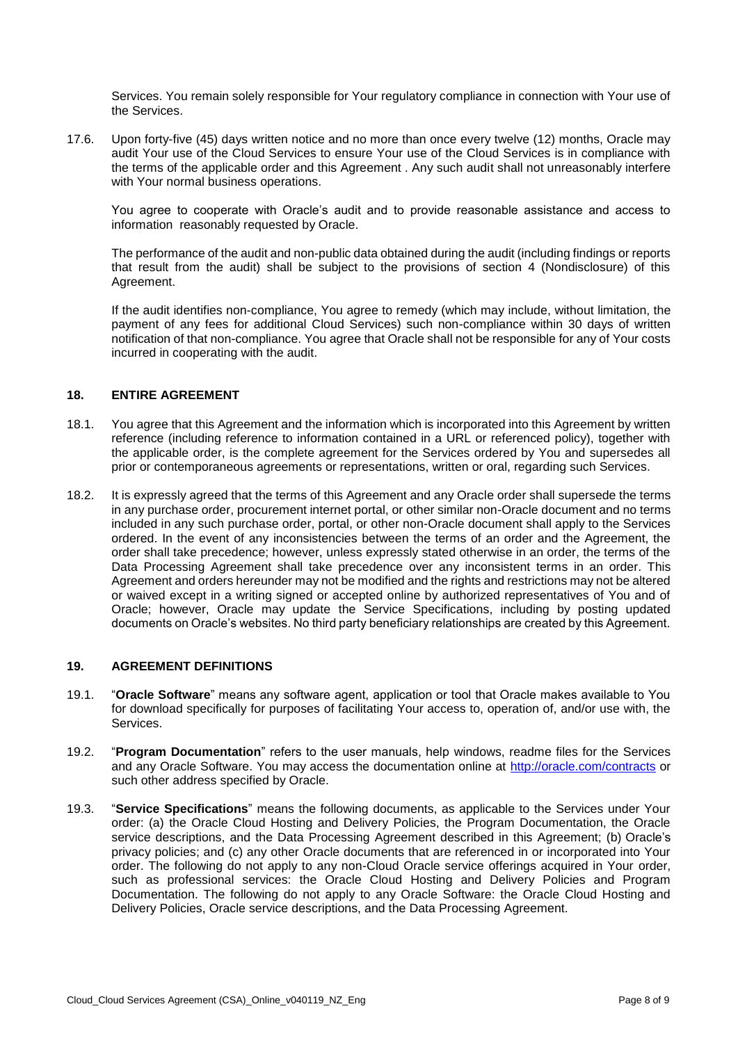Services. You remain solely responsible for Your regulatory compliance in connection with Your use of the Services.

17.6. Upon forty-five (45) days written notice and no more than once every twelve (12) months, Oracle may audit Your use of the Cloud Services to ensure Your use of the Cloud Services is in compliance with the terms of the applicable order and this Agreement . Any such audit shall not unreasonably interfere with Your normal business operations.

You agree to cooperate with Oracle's audit and to provide reasonable assistance and access to information reasonably requested by Oracle.

The performance of the audit and non-public data obtained during the audit (including findings or reports that result from the audit) shall be subject to the provisions of section 4 (Nondisclosure) of this Agreement.

If the audit identifies non-compliance, You agree to remedy (which may include, without limitation, the payment of any fees for additional Cloud Services) such non-compliance within 30 days of written notification of that non-compliance. You agree that Oracle shall not be responsible for any of Your costs incurred in cooperating with the audit.

## 18. ENTIRE AGREEMENT

18.1. You agree that this Agreement and the information which is incorporated into this Agreement by written reference (including reference to information contained in a URL or referenced policy), together with the applicable order, is the complete agreement for the Services ordered by You and supersedes all prior or contemporaneous agreements or representations, written or oral, regarding such Services.

18.2. It is expressly agreed that the terms of this Agreement and any Oracle order shall supersede the terms in any purchase order, procurement internet portal, or other similar non-Oracle document and no terms included in any such purchase order, portal, or other non-Oracle document shall apply to the Services ordered. In the event of any inconsistencies between the terms of an order and the Agreement, the order shall take precedence; however, unless expressly stated otherwise in an order, the terms of the Data Processing Agreement shall take precedence over any inconsistent terms in an order. This Agreement and orders hereunder may not be modified and the rights and restrictions may not be altered or waived except in a writing signed or accepted online by authorized representatives of You and of Oracle; however, Oracle may update the Service Specifications, including by posting updated documents on Oracle's websites. No third party beneficiary relationships are created by this Agreement.

## 19. AGREEMENT DEFINITIONS

19.1. "**Oracle Software**" means any software agent, application or tool that Oracle makes available to You for download specifically for purposes of facilitating Your access to, operation of, and/or use with, the Services.

19.2. "**Program Documentation**" refers to the user manuals, help windows, readme files for the Services and any Oracle Software. You may access the documentation online at http://oracle.com/contracts or such other address specified by Oracle.

19.3. "**Service Specifications**" means the following documents, as applicable to the Services under Your order: (a) the Oracle Cloud Hosting and Delivery Policies, the Program Documentation, the Oracle service descriptions, and the Data Processing Agreement described in this Agreement; (b) Oracle's privacy policies; and (c) any other Oracle documents that are referenced in or incorporated into Your order. The following do not apply to any non-Cloud Oracle service offerings acquired in Your order, such as professional services: the Oracle Cloud Hosting and Delivery Policies and Program Documentation. The following do not apply to any Oracle Software: the Oracle Cloud Hosting and Delivery Policies, Oracle service descriptions, and the Data Processing Agreement.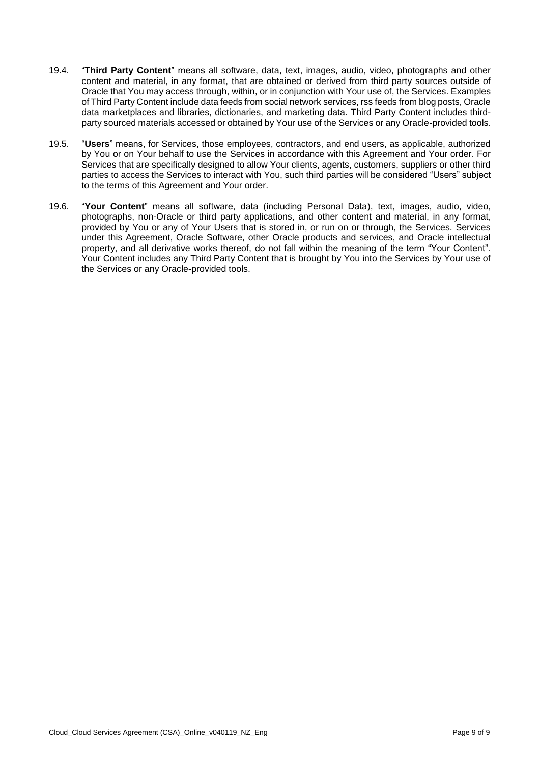19.4. "**Third Party Content**" means all software, data, text, images, audio, video, photographs and other content and material, in any format, that are obtained or derived from third party sources outside of Oracle that You may access through, within, or in conjunction with Your use of, the Services. Examples of Third Party Content include data feeds from social network services, rss feeds from blog posts, Oracle data marketplaces and libraries, dictionaries, and marketing data. Third Party Content includes third-party sourced materials accessed or obtained by Your use of the Services or any Oracle-provided tools.

19.5. "**Users**" means, for Services, those employees, contractors, and end users, as applicable, authorized by You or on Your behalf to use the Services in accordance with this Agreement and Your order. For Services that are specifically designed to allow Your clients, agents, customers, suppliers or other third parties to access the Services to interact with You, such third parties will be considered "Users" subject to the terms of this Agreement and Your order.

19.6. "**Your Content**" means all software, data (including Personal Data), text, images, audio, video, photographs, non-Oracle or third party applications, and other content and material, in any format, provided by You or any of Your Users that is stored in, or run on or through, the Services. Services under this Agreement, Oracle Software, other Oracle products and services, and Oracle intellectual property, and all derivative works thereof, do not fall within the meaning of the term "Your Content". Your Content includes any Third Party Content that is brought by You into the Services by Your use of the Services or any Oracle-provided tools.